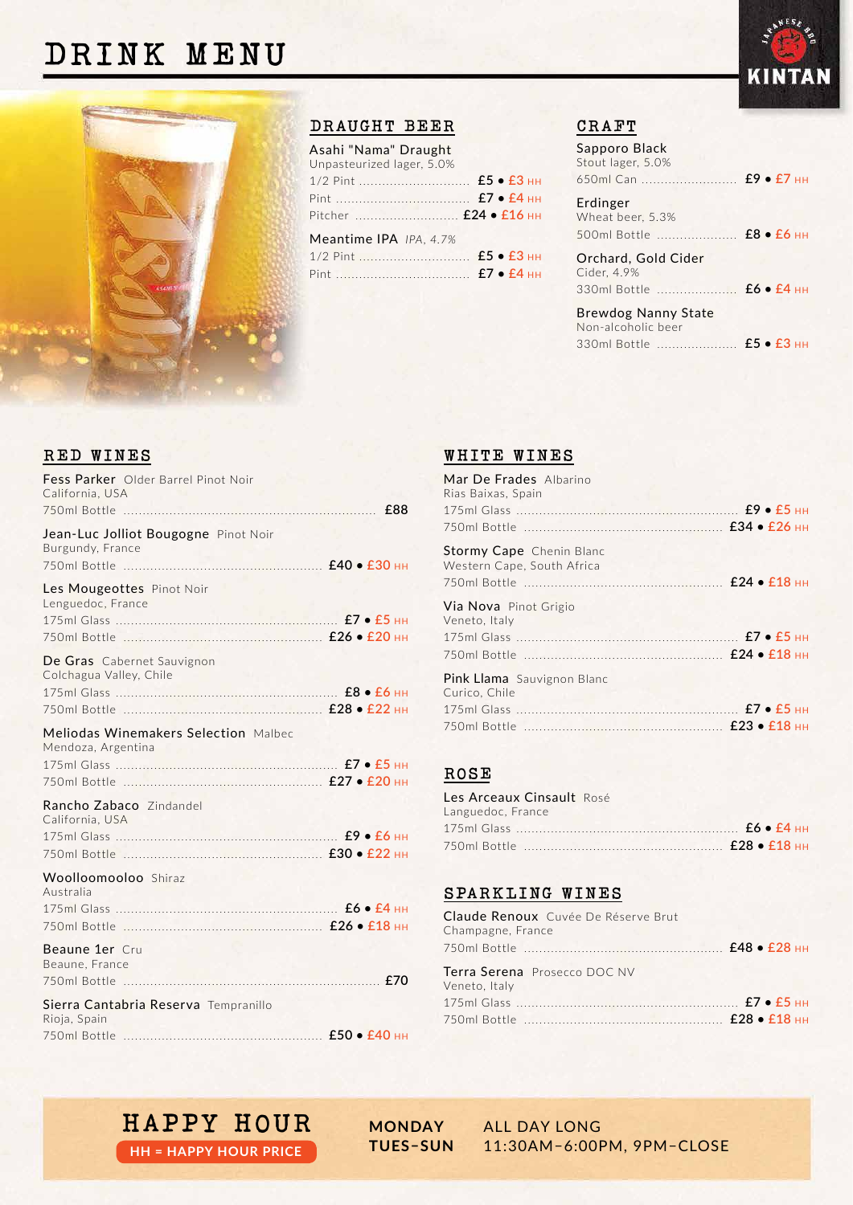# DRINK MENU

KINTAN

## DRAUGHT BEER

**Asahi "Nama" Draught**
Unpasteurized lager, 5.0%

- 1/2 Pint ............ £5 • £3 HH
- Pint ............ £7 • £4 HH
- Pitcher ............ £24 • £16 HH

**Meantime IPA** *IPA, 4.7%*

- 1/2 Pint ............ £5 • £3 HH
- Pint ............ £7 • £4 HH

## CRAFT

**Sapporo Black**
Stout lager, 5.0%

- 650ml Can ............ £9 • £7 HH

**Erdinger**
Wheat beer, 5.3%

- 500ml Bottle ............ £8 • £6 HH

**Orchard, Gold Cider**
Cider, 4.9%

- 330ml Bottle ............ £6 • £4 HH

**Brewdog Nanny State**
Non-alcoholic beer

- 330ml Bottle ............ £5 • £3 HH

## RED WINES

**Fess Parker** Older Barrel Pinot Noir
California, USA

- 750ml Bottle ............ £88

**Jean-Luc Jolliot Bougogne** Pinot Noir
Burgundy, France

- 750ml Bottle ............ £40 • £30 HH

**Les Mougeottes** Pinot Noir
Lenguedoc, France

- 175ml Glass ............ £7 • £5 HH
- 750ml Bottle ............ £26 • £20 HH

**De Gras** Cabernet Sauvignon
Colchagua Valley, Chile

- 175ml Glass ............ £8 • £6 HH
- 750ml Bottle ............ £28 • £22 HH

**Meliodas Winemakers Selection** Malbec
Mendoza, Argentina

- 175ml Glass ............ £7 • £5 HH
- 750ml Bottle ............ £27 • £20 HH

**Rancho Zabaco** Zindandel
California, USA

- 175ml Glass ............ £9 • £6 HH
- 750ml Bottle ............ £30 • £22 HH

**Woolloomooloo** Shiraz
Australia

- 175ml Glass ............ £6 • £4 HH
- 750ml Bottle ............ £26 • £18 HH

**Beaune 1er** Cru
Beaune, France

- 750ml Bottle ............ £70

**Sierra Cantabria Reserva** Tempranillo
Rioja, Spain

- 750ml Bottle ............ £50 • £40 HH

## WHITE WINES

**Mar De Frades** Albarino
Rias Baixas, Spain

- 175ml Glass ............ £9 • £5 HH
- 750ml Bottle ............ £34 • £26 HH

**Stormy Cape** Chenin Blanc
Western Cape, South Africa

- 750ml Bottle ............ £24 • £18 HH

**Via Nova** Pinot Grigio
Veneto, Italy

- 175ml Glass ............ £7 • £5 HH
- 750ml Bottle ............ £24 • £18 HH

**Pink Llama** Sauvignon Blanc
Curico, Chile

- 175ml Glass ............ £7 • £5 HH
- 750ml Bottle ............ £23 • £18 HH

## ROSE

**Les Arceaux Cinsault** Rosé
Languedoc, France

- 175ml Glass ............ £6 • £4 HH
- 750ml Bottle ............ £28 • £18 HH

## SPARKLING WINES

**Claude Renoux** Cuvée De Réserve Brut
Champagne, France

- 750ml Bottle ............ £48 • £28 HH

**Terra Serena** Prosecco DOC NV
Veneto, Italy

- 175ml Glass ............ £7 • £5 HH
- 750ml Bottle ............ £28 • £18 HH

## HAPPY HOUR

**HH = HAPPY HOUR PRICE**

| | |
|---|---|
| **MONDAY** | ALL DAY LONG |
| **TUES–SUN** | 11:30AM–6:00PM, 9PM–CLOSE |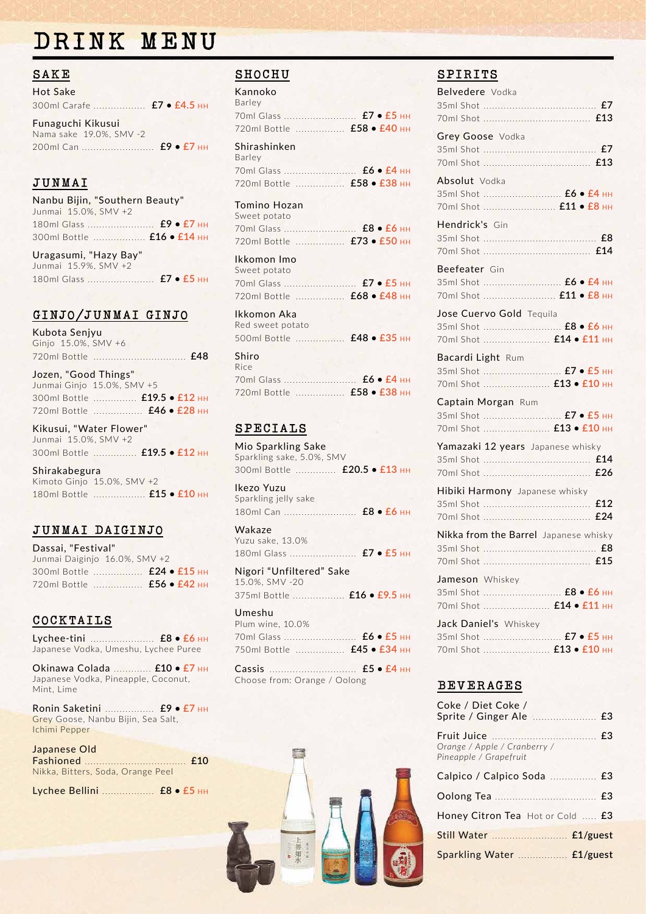# DRINK MENU

## SAKE

**Hot Sake**
300ml Carafe .................. £7 • £4.5 HH

**Funaguchi Kikusui**
Nama sake 19.0%, SMV -2
200ml Can .......................... £9 • £7 HH

## JUNMAI

**Nanbu Bijin, "Southern Beauty"**
Junmai 15.0%, SMV +2
180ml Glass ....................... £9 • £7 HH
300ml Bottle .................. £16 • £14 HH

**Uragasumi, "Hazy Bay"**
Junmai 15.9%, SMV +2
180ml Glass ....................... £7 • £5 HH

## GINJO/JUNMAI GINJO

**Kubota Senjyu**
Ginjo 15.0%, SMV +6
720ml Bottle ................................ £48

**Jozen, "Good Things"**
Junmai Ginjo 15.0%, SMV +5
300ml Bottle ............... £19.5 • £12 HH
720ml Bottle ................ £46 • £28 HH

**Kikusui, "Water Flower"**
Junmai 15.0%, SMV +2
300ml Bottle .............. £19.5 • £12 HH

**Shirakabegura**
Kimoto Ginjo 15.0%, SMV +2
180ml Bottle ................. £15 • £10 HH

## JUNMAI DAIGINJO

**Dassai, "Festival"**
Junmai Daiginjo 16.0%, SMV +2
300ml Bottle ................. £24 • £15 HH
720ml Bottle ................. £56 • £42 HH

## COCKTAILS

**Lychee-tini** ...................... £8 • £6 HH
Japanese Vodka, Umeshu, Lychee Puree

**Okinawa Colada** ............. £10 • £7 HH
Japanese Vodka, Pineapple, Coconut, Mint, Lime

**Ronin Saketini** ................. £9 • £7 HH
Grey Goose, Nanbu Bijin, Sea Salt, Ichimi Pepper

**Japanese Old Fashioned** .................................. £10
Nikka, Bitters, Soda, Orange Peel

**Lychee Bellini** .................. £8 • £5 HH

## SHOCHU

**Kannoko**
Barley
70ml Glass ......................... £7 • £5 HH
720ml Bottle ................ £58 • £40 HH

**Shirashinken**
Barley
70ml Glass ......................... £6 • £4 HH
720ml Bottle ................ £58 • £38 HH

**Tomino Hozan**
Sweet potato
70ml Glass ......................... £8 • £6 HH
720ml Bottle ................ £73 • £50 HH

**Ikkomon Imo**
Sweet potato
70ml Glass ......................... £7 • £5 HH
720ml Bottle ................ £68 • £48 HH

**Ikkomon Aka**
Red sweet potato
500ml Bottle ................ £48 • £35 HH

**Shiro**
Rice
70ml Glass ......................... £6 • £4 HH
720ml Bottle ................ £58 • £38 HH

## SPECIALS

**Mio Sparkling Sake**
Sparkling sake, 5.0%, SMV
300ml Bottle ............. £20.5 • £13 HH

**Ikezo Yuzu**
Sparkling jelly sake
180ml Can ......................... £8 • £6 HH

**Wakaze**
Yuzu sake, 13.0%
180ml Glass ....................... £7 • £5 HH

**Nigori "Unfiltered" Sake**
15.0%, SMV -20
375ml Bottle ................. £16 • £9.5 HH

**Umeshu**
Plum wine, 10.0%
70ml Glass ......................... £6 • £5 HH
750ml Bottle ................ £45 • £34 HH

**Cassis** ............................. £5 • £4 HH
Choose from: Orange / Oolong

## SPIRITS

**Belvedere** Vodka
35ml Shot ....................................... £7
70ml Shot ..................................... £13

**Grey Goose** Vodka
35ml Shot ....................................... £7
70ml Shot ..................................... £13

**Absolut** Vodka
35ml Shot ........................... £6 • £4 HH
70ml Shot ......................... £11 • £8 HH

**Hendrick's** Gin
35ml Shot ....................................... £8
70ml Shot ..................................... £14

**Beefeater** Gin
35ml Shot ........................... £6 • £4 HH
70ml Shot ......................... £11 • £8 HH

**Jose Cuervo Gold** Tequila
35ml Shot ........................... £8 • £6 HH
70ml Shot ....................... £14 • £11 HH

**Bacardi Light** Rum
35ml Shot ........................... £7 • £5 HH
70ml Shot ....................... £13 • £10 HH

**Captain Morgan** Rum
35ml Shot ........................... £7 • £5 HH
70ml Shot ....................... £13 • £10 HH

**Yamazaki 12 years** Japanese whisky
35ml Shot ..................................... £14
70ml Shot ..................................... £26

**Hibiki Harmony** Japanese whisky
35ml Shot ..................................... £12
70ml Shot ..................................... £24

**Nikka from the Barrel** Japanese whisky
35ml Shot ....................................... £8
70ml Shot ..................................... £15

**Jameson** Whiskey
35ml Shot ........................... £8 • £6 HH
70ml Shot ....................... £14 • £11 HH

**Jack Daniel's** Whiskey
35ml Shot ........................... £7 • £5 HH
70ml Shot ....................... £13 • £10 HH

## BEVERAGES

**Coke / Diet Coke / Sprite / Ginger Ale** ...................... £3

**Fruit Juice** .................................. £3
*Orange / Apple / Cranberry / Pineapple / Grapefruit*

**Calpico / Calpico Soda** ................ £3

**Oolong Tea** .................................. £3

**Honey Citron Tea** Hot or Cold ..... £3

**Still Water** ......................... £1/guest

**Sparkling Water** ................. £1/guest